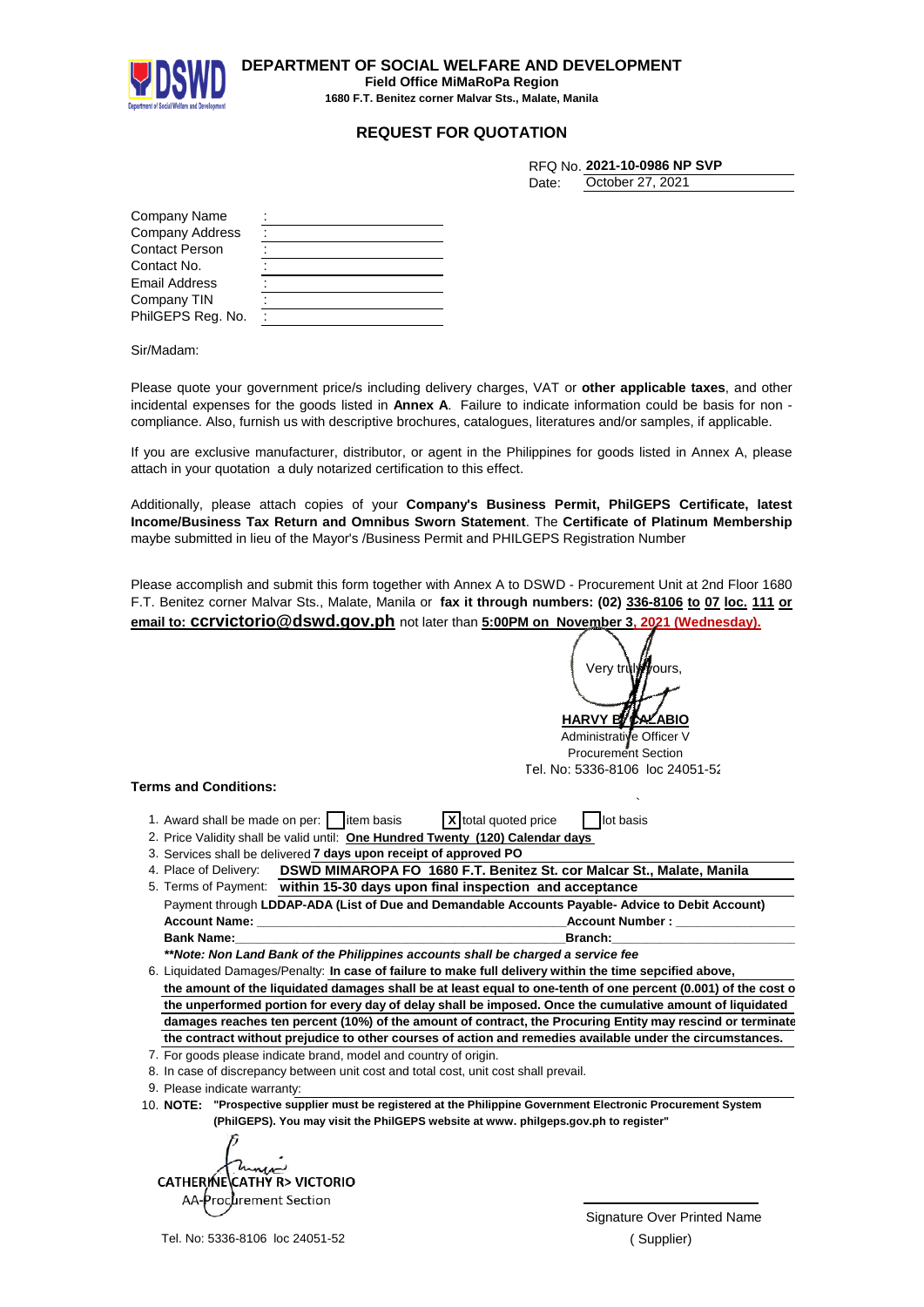# DEPARTMENT OF SOCIAL WELFARE AND DEVELOPMENT

**Field Office MiMaRoPa Region**

**1680 F.T. Benitez corner Malvar Sts., Malate, Manila**

## REQUEST FOR QUOTATION

RFQ No. **2021-10-0986 NP SVP**
Date: October 27, 2021

| | | |
|---|---|---|
| Company Name | : | |
| Company Address | : | |
| Contact Person | : | |
| Contact No. | : | |
| Email Address | : | |
| Company TIN | : | |
| PhilGEPS Reg. No. | : | |

Sir/Madam:

Please quote your government price/s including delivery charges, VAT or **other applicable taxes**, and other incidental expenses for the goods listed in **Annex A**. Failure to indicate information could be basis for non - compliance. Also, furnish us with descriptive brochures, catalogues, literatures and/or samples, if applicable.

If you are exclusive manufacturer, distributor, or agent in the Philippines for goods listed in Annex A, please attach in your quotation a duly notarized certification to this effect.

Additionally, please attach copies of your **Company's Business Permit, PhilGEPS Certificate, latest Income/Business Tax Return and Omnibus Sworn Statement**. The **Certificate of Platinum Membership** maybe submitted in lieu of the Mayor's /Business Permit and PHILGEPS Registration Number

Please accomplish and submit this form together with Annex A to DSWD - Procurement Unit at 2nd Floor 1680 F.T. Benitez corner Malvar Sts., Malate, Manila or **fax it through numbers: (02) 336-8106 to 07 loc. 111 or email to: ccrvictorio@dswd.gov.ph** not later than **5:00PM on November 3, 2021 (Wednesday).**

Very truly yours,

**HARVY B. CALABIO**
Administrative Officer V
Procurement Section
Tel. No: 5336-8106 loc 24051-52

**Terms and Conditions:**

1. Award shall be made on per: [ ] item basis [X] total quoted price [ ] lot basis
2. Price Validity shall be valid until: **One Hundred Twenty (120) Calendar days**
3. Services shall be delivered **7 days upon receipt of approved PO**
4. Place of Delivery: **DSWD MIMAROPA FO 1680 F.T. Benitez St. cor Malcar St., Malate, Manila**
5. Terms of Payment: **within 15-30 days upon final inspection and acceptance**
   Payment through **LDDAP-ADA (List of Due and Demandable Accounts Payable- Advice to Debit Account)**
   **Account Name:** ______________________ **Account Number :** ______________
   **Bank Name:** ______________________ **Branch:** ______________
   ***\*\*Note: Non Land Bank of the Philippines accounts shall be charged a service fee***
6. Liquidated Damages/Penalty: **In case of failure to make full delivery within the time sepcified above, the amount of the liquidated damages shall be at least equal to one-tenth of one percent (0.001) of the cost of the unperformed portion for every day of delay shall be imposed. Once the cumulative amount of liquidated damages reaches ten percent (10%) of the amount of contract, the Procuring Entity may rescind or terminate the contract without prejudice to other courses of action and remedies available under the circumstances.**
7. For goods please indicate brand, model and country of origin.
8. In case of discrepancy between unit cost and total cost, unit cost shall prevail.
9. Please indicate warranty:
10. **NOTE: "Prospective supplier must be registered at the Philippine Government Electronic Procurement System (PhilGEPS). You may visit the PhilGEPS website at www. philgeps.gov.ph to register"**

CATHERINE CATHY R> VICTORIO
AA-Procurement Section
Tel. No: 5336-8106 loc 24051-52

Signature Over Printed Name
( Supplier)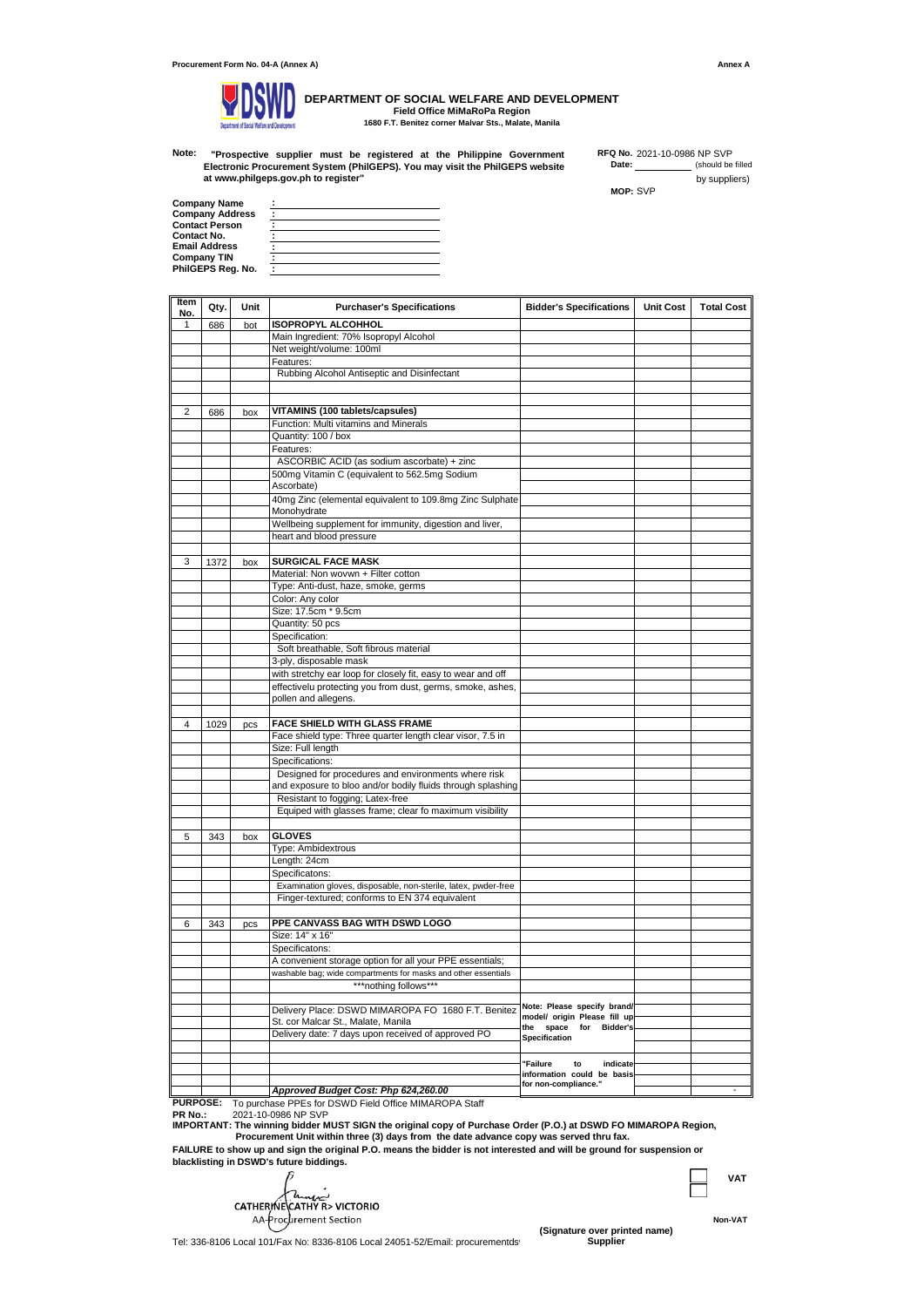Procurement Form No. 04-A (Annex A)

Annex A

**DEPARTMENT OF SOCIAL WELFARE AND DEVELOPMENT**
**Field Office MiMaRoPa Region**
**1680 F.T. Benitez corner Malvar Sts., Malate, Manila**

**Note: "Prospective supplier must be registered at the Philippine Government Electronic Procurement System (PhilGEPS). You may visit the PhilGEPS website at www.philgeps.gov.ph to register"**

**RFQ No.** 2021-10-0986 NP SVP
**Date:** __________ (should be filled by suppliers)

**MOP:** SVP

**Company Name** :
**Company Address** :
**Contact Person** :
**Contact No.** :
**Email Address** :
**Company TIN** :
**PhilGEPS Reg. No.** :

| Item No. | Qty. | Unit | Purchaser's Specifications | Bidder's Specifications | Unit Cost | Total Cost |
|---|---|---|---|---|---|---|
| 1 | 686 | bot | **ISOPROPYL ALCOHHOL** | | | |
| | | | Main Ingredient: 70% Isopropyl Alcohol | | | |
| | | | Net weight/volume: 100ml | | | |
| | | | Features: | | | |
| | | | Rubbing Alcohol Antiseptic and Disinfectant | | | |
| 2 | 686 | box | **VITAMINS (100 tablets/capsules)** | | | |
| | | | Function: Multi vitamins and Minerals | | | |
| | | | Quantity: 100 / box | | | |
| | | | Features: | | | |
| | | | ASCORBIC ACID (as sodium ascorbate) + zinc | | | |
| | | | 500mg Vitamin C (equivalent to 562.5mg Sodium Ascorbate) | | | |
| | | | 40mg Zinc (elemental equivalent to 109.8mg Zinc Sulphate Monohydrate | | | |
| | | | Wellbeing supplement for immunity, digestion and liver, heart and blood pressure | | | |
| 3 | 1372 | box | **SURGICAL FACE MASK** | | | |
| | | | Material: Non wovwn + Filter cotton | | | |
| | | | Type: Anti-dust, haze, smoke, germs | | | |
| | | | Color: Any color | | | |
| | | | Size: 17.5cm * 9.5cm | | | |
| | | | Quantity: 50 pcs | | | |
| | | | Specification: | | | |
| | | | Soft breathable, Soft fibrous material | | | |
| | | | 3-ply, disposable mask | | | |
| | | | with stretchy ear loop for closely fit, easy to wear and off | | | |
| | | | effectivelu protecting you from dust, germs, smoke, ashes, pollen and allegens. | | | |
| 4 | 1029 | pcs | **FACE SHIELD WITH GLASS FRAME** | | | |
| | | | Face shield type: Three quarter length clear visor, 7.5 in | | | |
| | | | Size: Full length | | | |
| | | | Specifications: | | | |
| | | | Designed for procedures and environments where risk and exposure to bloo and/or bodily fluids through splashing | | | |
| | | | Resistant to fogging; Latex-free | | | |
| | | | Equiped with glasses frame; clear fo maximum visibility | | | |
| 5 | 343 | box | **GLOVES** | | | |
| | | | Type: Ambidextrous | | | |
| | | | Length: 24cm | | | |
| | | | Specificatons: | | | |
| | | | Examination gloves, disposable, non-sterile, latex, pwder-free | | | |
| | | | Finger-textured; conforms to EN 374 equivalent | | | |
| 6 | 343 | pcs | **PPE CANVASS BAG WITH DSWD LOGO** | | | |
| | | | Size: 14" x 16" | | | |
| | | | Specificatons: | | | |
| | | | A convenient storage option for all your PPE essentials; | | | |
| | | | washable bag; wide compartments for masks and other essentials | | | |
| | | | ***nothing follows*** | | | |
| | | | Delivery Place: DSWD MIMAROPA FO 1680 F.T. Benitez St. cor Malcar St., Malate, Manila | **Note: Please specify brand/ model/ origin Please fill up the space for Bidder's Specification** | | |
| | | | Delivery date: 7 days upon received of approved PO | | | |
| | | | | **"Failure to indicate information could be basis for non-compliance."** | | |
| | | | ***Approved Budget Cost: Php 624,260.00*** | | | - |

**PURPOSE:** To purchase PPEs for DSWD Field Office MIMAROPA Staff
**PR No.:** 2021-10-0986 NP SVP

**IMPORTANT: The winning bidder MUST SIGN the original copy of Purchase Order (P.O.) at DSWD FO MIMAROPA Region, Procurement Unit within three (3) days from the date advance copy was served thru fax.**

**FAILURE to show up and sign the original P.O. means the bidder is not interested and will be ground for suspension or blacklisting in DSWD's future biddings.**

CATHERINE CATHY R> VICTORIO
AA-Procurement Section

☐ **VAT**
☐ **Non-VAT**

**(Signature over printed name)**
**Supplier**

Tel: 336-8106 Local 101/Fax No: 8336-8106 Local 24051-52/Email: procurementds